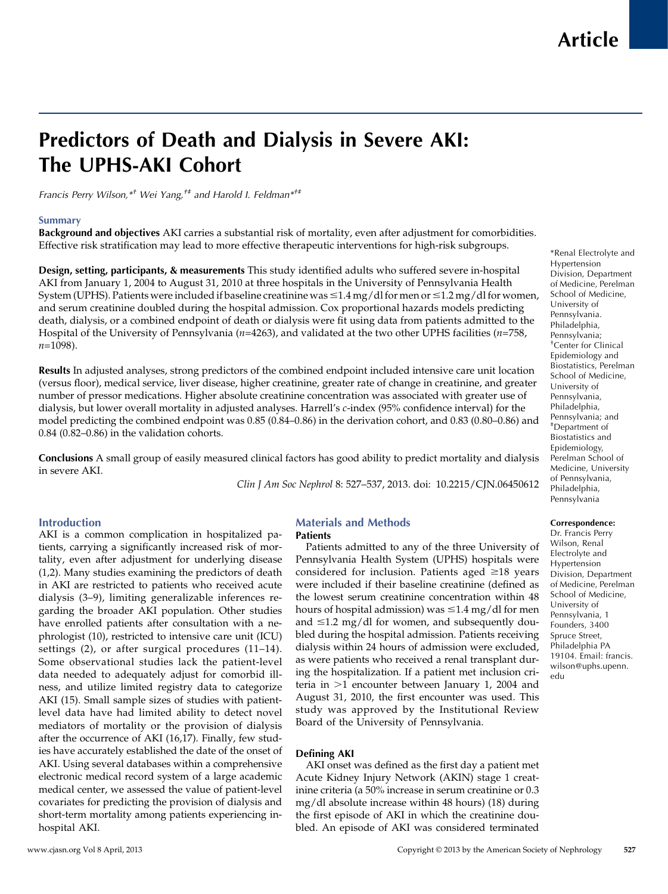Article

# Predictors of Death and Dialysis in Severe AKI: The UPHS-AKI Cohort

*Francis Perry Wilson,*[*†] Wei Yang,[†‡] and Harold I. Feldman*[*†‡]

## Summary

**Background and objectives** AKI carries a substantial risk of mortality, even after adjustment for comorbidities. Effective risk stratification may lead to more effective therapeutic interventions for high-risk subgroups.

**Design, setting, participants, & measurements** This study identified adults who suffered severe in-hospital AKI from January 1, 2004 to August 31, 2010 at three hospitals in the University of Pennsylvania Health System (UPHS). Patients were included if baseline creatinine was ≤1.4 mg/dl for men or ≤1.2 mg/dl for women, and serum creatinine doubled during the hospital admission. Cox proportional hazards models predicting death, dialysis, or a combined endpoint of death or dialysis were fit using data from patients admitted to the Hospital of the University of Pennsylvania (*n*=4263), and validated at the two other UPHS facilities (*n*=758, *n*=1098).

**Results** In adjusted analyses, strong predictors of the combined endpoint included intensive care unit location (versus floor), medical service, liver disease, higher creatinine, greater rate of change in creatinine, and greater number of pressor medications. Higher absolute creatinine concentration was associated with greater use of dialysis, but lower overall mortality in adjusted analyses. Harrell's *c*-index (95% confidence interval) for the model predicting the combined endpoint was 0.85 (0.84–0.86) in the derivation cohort, and 0.83 (0.80–0.86) and 0.84 (0.82–0.86) in the validation cohorts.

**Conclusions** A small group of easily measured clinical factors has good ability to predict mortality and dialysis in severe AKI.

*Clin J Am Soc Nephrol* 8: 527–537, 2013. doi: 10.2215/CJN.06450612

*Renal Electrolyte and Hypertension Division, Department of Medicine, Perelman School of Medicine, University of Pennsylvania. Philadelphia, Pennsylvania; [†]Center for Clinical Epidemiology and Biostatistics, Perelman School of Medicine, University of Pennsylvania, Philadelphia, Pennsylvania; and [‡]Department of Biostatistics and Epidemiology, Perelman School of Medicine, University of Pennsylvania, Philadelphia, Pennsylvania

**Correspondence:** Dr. Francis Perry Wilson, Renal Electrolyte and Hypertension Division, Department of Medicine, Perelman School of Medicine, University of Pennsylvania, 1 Founders, 3400 Spruce Street, Philadelphia PA 19104. Email: francis.wilson@uphs.upenn.edu

## Introduction

AKI is a common complication in hospitalized patients, carrying a significantly increased risk of mortality, even after adjustment for underlying disease (1,2). Many studies examining the predictors of death in AKI are restricted to patients who received acute dialysis (3–9), limiting generalizable inferences regarding the broader AKI population. Other studies have enrolled patients after consultation with a nephrologist (10), restricted to intensive care unit (ICU) settings (2), or after surgical procedures (11–14). Some observational studies lack the patient-level data needed to adequately adjust for comorbid illness, and utilize limited registry data to categorize AKI (15). Small sample sizes of studies with patient-level data have had limited ability to detect novel mediators of mortality or the provision of dialysis after the occurrence of AKI (16,17). Finally, few studies have accurately established the date of the onset of AKI. Using several databases within a comprehensive electronic medical record system of a large academic medical center, we assessed the value of patient-level covariates for predicting the provision of dialysis and short-term mortality among patients experiencing in-hospital AKI.

## Materials and Methods

### Patients

Patients admitted to any of the three University of Pennsylvania Health System (UPHS) hospitals were considered for inclusion. Patients aged ≥18 years were included if their baseline creatinine (defined as the lowest serum creatinine concentration within 48 hours of hospital admission) was ≤1.4 mg/dl for men and ≤1.2 mg/dl for women, and subsequently doubled during the hospital admission. Patients receiving dialysis within 24 hours of admission were excluded, as were patients who received a renal transplant during the hospitalization. If a patient met inclusion criteria in >1 encounter between January 1, 2004 and August 31, 2010, the first encounter was used. This study was approved by the Institutional Review Board of the University of Pennsylvania.

### Defining AKI

AKI onset was defined as the first day a patient met Acute Kidney Injury Network (AKIN) stage 1 creatinine criteria (a 50% increase in serum creatinine or 0.3 mg/dl absolute increase within 48 hours) (18) during the first episode of AKI in which the creatinine doubled. An episode of AKI was considered terminated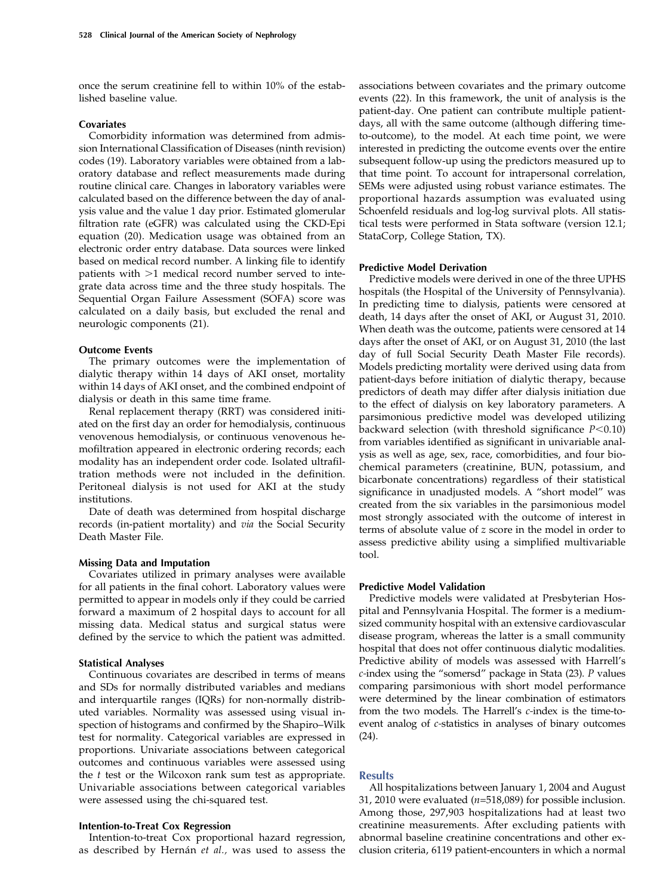once the serum creatinine fell to within 10% of the established baseline value.

### Covariates

Comorbidity information was determined from admission International Classification of Diseases (ninth revision) codes (19). Laboratory variables were obtained from a laboratory database and reflect measurements made during routine clinical care. Changes in laboratory variables were calculated based on the difference between the day of analysis value and the value 1 day prior. Estimated glomerular filtration rate (eGFR) was calculated using the CKD-Epi equation (20). Medication usage was obtained from an electronic order entry database. Data sources were linked based on medical record number. A linking file to identify patients with >1 medical record number served to integrate data across time and the three study hospitals. The Sequential Organ Failure Assessment (SOFA) score was calculated on a daily basis, but excluded the renal and neurologic components (21).

### Outcome Events

The primary outcomes were the implementation of dialytic therapy within 14 days of AKI onset, mortality within 14 days of AKI onset, and the combined endpoint of dialysis or death in this same time frame.

Renal replacement therapy (RRT) was considered initiated on the first day an order for hemodialysis, continuous venovenous hemodialysis, or continuous venovenous hemofiltration appeared in electronic ordering records; each modality has an independent order code. Isolated ultrafiltration methods were not included in the definition. Peritoneal dialysis is not used for AKI at the study institutions.

Date of death was determined from hospital discharge records (in-patient mortality) and *via* the Social Security Death Master File.

### Missing Data and Imputation

Covariates utilized in primary analyses were available for all patients in the final cohort. Laboratory values were permitted to appear in models only if they could be carried forward a maximum of 2 hospital days to account for all missing data. Medical status and surgical status were defined by the service to which the patient was admitted.

### Statistical Analyses

Continuous covariates are described in terms of means and SDs for normally distributed variables and medians and interquartile ranges (IQRs) for non-normally distributed variables. Normality was assessed using visual inspection of histograms and confirmed by the Shapiro–Wilk test for normality. Categorical variables are expressed in proportions. Univariate associations between categorical outcomes and continuous variables were assessed using the *t* test or the Wilcoxon rank sum test as appropriate. Univariable associations between categorical variables were assessed using the chi-squared test.

### Intention-to-Treat Cox Regression

Intention-to-treat Cox proportional hazard regression, as described by Hernán *et al.,* was used to assess the associations between covariates and the primary outcome events (22). In this framework, the unit of analysis is the patient-day. One patient can contribute multiple patient-days, all with the same outcome (although differing time-to-outcome), to the model. At each time point, we were interested in predicting the outcome events over the entire subsequent follow-up using the predictors measured up to that time point. To account for intrapersonal correlation, SEMs were adjusted using robust variance estimates. The proportional hazards assumption was evaluated using Schoenfeld residuals and log-log survival plots. All statistical tests were performed in Stata software (version 12.1; StataCorp, College Station, TX).

### Predictive Model Derivation

Predictive models were derived in one of the three UPHS hospitals (the Hospital of the University of Pennsylvania). In predicting time to dialysis, patients were censored at death, 14 days after the onset of AKI, or August 31, 2010. When death was the outcome, patients were censored at 14 days after the onset of AKI, or on August 31, 2010 (the last day of full Social Security Death Master File records). Models predicting mortality were derived using data from patient-days before initiation of dialytic therapy, because predictors of death may differ after dialysis initiation due to the effect of dialysis on key laboratory parameters. A parsimonious predictive model was developed utilizing backward selection (with threshold significance $P<0.10$) from variables identified as significant in univariable analysis as well as age, sex, race, comorbidities, and four biochemical parameters (creatinine, BUN, potassium, and bicarbonate concentrations) regardless of their statistical significance in unadjusted models. A "short model" was created from the six variables in the parsimonious model most strongly associated with the outcome of interest in terms of absolute value of *z* score in the model in order to assess predictive ability using a simplified multivariable tool.

### Predictive Model Validation

Predictive models were validated at Presbyterian Hospital and Pennsylvania Hospital. The former is a medium-sized community hospital with an extensive cardiovascular disease program, whereas the latter is a small community hospital that does not offer continuous dialytic modalities. Predictive ability of models was assessed with Harrell's *c*-index using the "somersd" package in Stata (23). *P* values comparing parsimonious with short model performance were determined by the linear combination of estimators from the two models. The Harrell's *c*-index is the time-to-event analog of *c*-statistics in analyses of binary outcomes (24).

## Results

All hospitalizations between January 1, 2004 and August 31, 2010 were evaluated ($n$=518,089) for possible inclusion. Among those, 297,903 hospitalizations had at least two creatinine measurements. After excluding patients with abnormal baseline creatinine concentrations and other exclusion criteria, 6119 patient-encounters in which a normal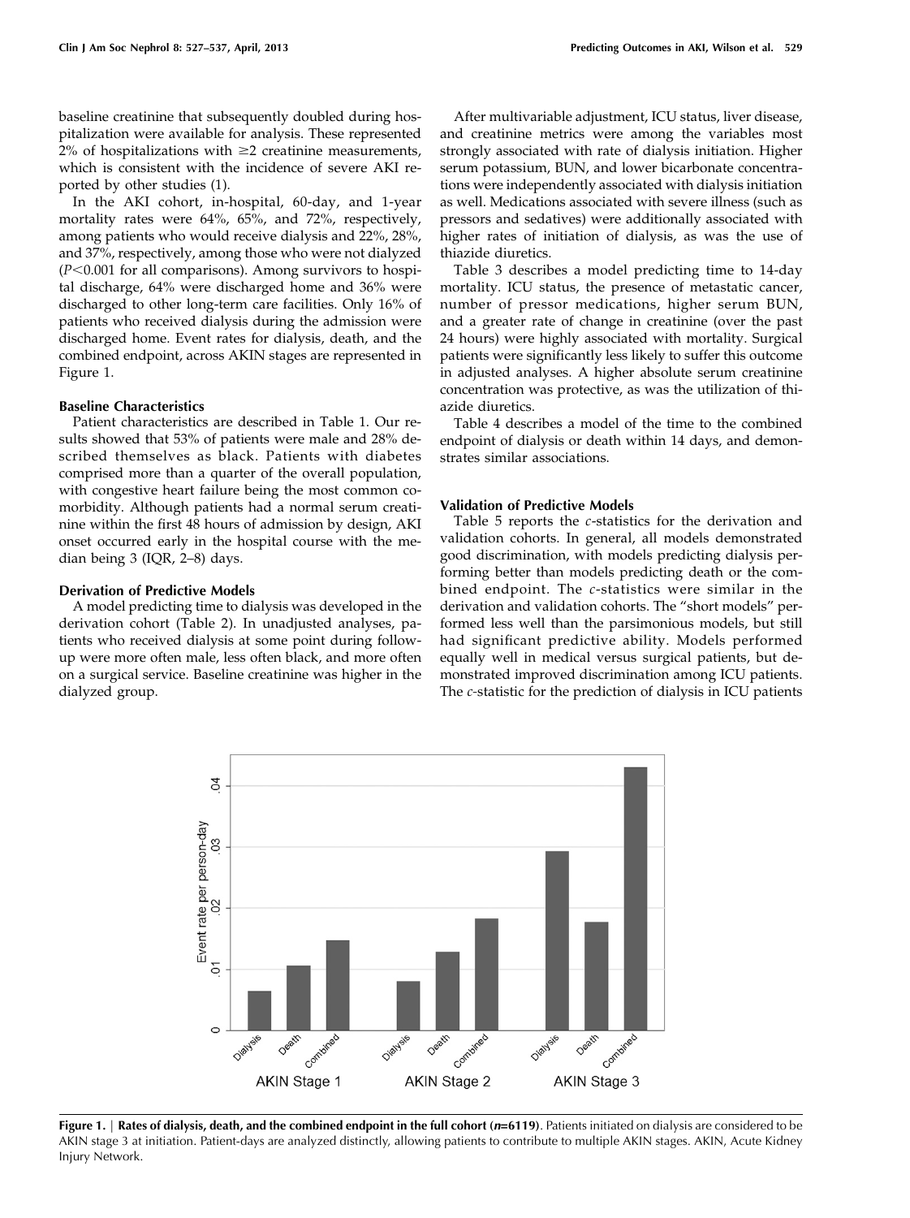baseline creatinine that subsequently doubled during hospitalization were available for analysis. These represented 2% of hospitalizations with ≥2 creatinine measurements, which is consistent with the incidence of severe AKI reported by other studies (1).

In the AKI cohort, in-hospital, 60-day, and 1-year mortality rates were 64%, 65%, and 72%, respectively, among patients who would receive dialysis and 22%, 28%, and 37%, respectively, among those who were not dialyzed ($P<0.001$ for all comparisons). Among survivors to hospital discharge, 64% were discharged home and 36% were discharged to other long-term care facilities. Only 16% of patients who received dialysis during the admission were discharged home. Event rates for dialysis, death, and the combined endpoint, across AKIN stages are represented in Figure 1.

### Baseline Characteristics

Patient characteristics are described in Table 1. Our results showed that 53% of patients were male and 28% described themselves as black. Patients with diabetes comprised more than a quarter of the overall population, with congestive heart failure being the most common comorbidity. Although patients had a normal serum creatinine within the first 48 hours of admission by design, AKI onset occurred early in the hospital course with the median being 3 (IQR, 2–8) days.

### Derivation of Predictive Models

A model predicting time to dialysis was developed in the derivation cohort (Table 2). In unadjusted analyses, patients who received dialysis at some point during follow-up were more often male, less often black, and more often on a surgical service. Baseline creatinine was higher in the dialyzed group.

After multivariable adjustment, ICU status, liver disease, and creatinine metrics were among the variables most strongly associated with rate of dialysis initiation. Higher serum potassium, BUN, and lower bicarbonate concentrations were independently associated with dialysis initiation as well. Medications associated with severe illness (such as pressors and sedatives) were additionally associated with higher rates of initiation of dialysis, as was the use of thiazide diuretics.

Table 3 describes a model predicting time to 14-day mortality. ICU status, the presence of metastatic cancer, number of pressor medications, higher serum BUN, and a greater rate of change in creatinine (over the past 24 hours) were highly associated with mortality. Surgical patients were significantly less likely to suffer this outcome in adjusted analyses. A higher absolute serum creatinine concentration was protective, as was the utilization of thiazide diuretics.

Table 4 describes a model of the time to the combined endpoint of dialysis or death within 14 days, and demonstrates similar associations.

### Validation of Predictive Models

Table 5 reports the *c*-statistics for the derivation and validation cohorts. In general, all models demonstrated good discrimination, with models predicting dialysis performing better than models predicting death or the combined endpoint. The *c*-statistics were similar in the derivation and validation cohorts. The "short models" performed less well than the parsimonious models, but still had significant predictive ability. Models performed equally well in medical versus surgical patients, but demonstrated improved discrimination among ICU patients. The *c*-statistic for the prediction of dialysis in ICU patients

**Figure 1.** | **Rates of dialysis, death, and the combined endpoint in the full cohort (*n*=6119)**. Patients initiated on dialysis are considered to be AKIN stage 3 at initiation. Patient-days are analyzed distinctly, allowing patients to contribute to multiple AKIN stages. AKIN, Acute Kidney Injury Network.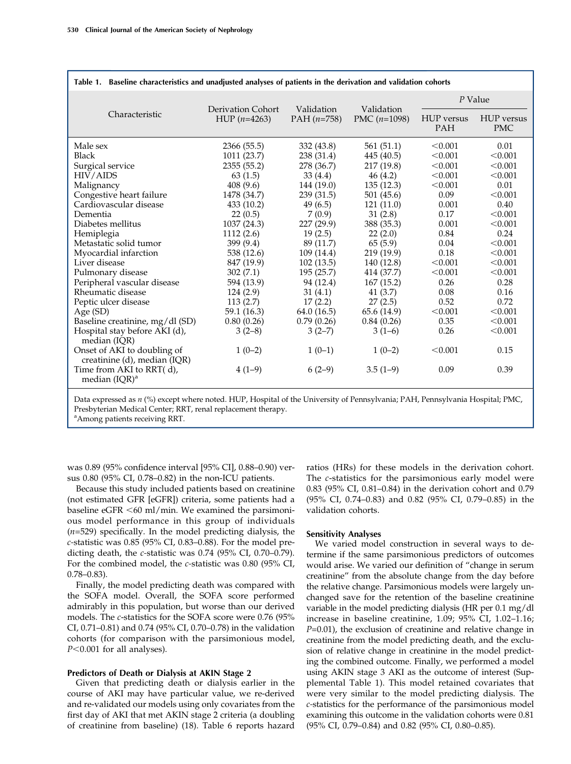Table 1. Baseline characteristics and unadjusted analyses of patients in the derivation and validation cohorts

| Characteristic | Derivation Cohort HUP ($n$=4263) | Validation PAH ($n$=758) | Validation PMC ($n$=1098) | $P$ Value | |
|---|---|---|---|---|---|
| | | | | HUP versus PAH | HUP versus PMC |
| Male sex | 2366 (55.5) | 332 (43.8) | 561 (51.1) | <0.001 | 0.01 |
| Black | 1011 (23.7) | 238 (31.4) | 445 (40.5) | <0.001 | <0.001 |
| Surgical service | 2355 (55.2) | 278 (36.7) | 217 (19.8) | <0.001 | <0.001 |
| HIV/AIDS | 63 (1.5) | 33 (4.4) | 46 (4.2) | <0.001 | <0.001 |
| Malignancy | 408 (9.6) | 144 (19.0) | 135 (12.3) | <0.001 | 0.01 |
| Congestive heart failure | 1478 (34.7) | 239 (31.5) | 501 (45.6) | 0.09 | <0.001 |
| Cardiovascular disease | 433 (10.2) | 49 (6.5) | 121 (11.0) | 0.001 | 0.40 |
| Dementia | 22 (0.5) | 7 (0.9) | 31 (2.8) | 0.17 | <0.001 |
| Diabetes mellitus | 1037 (24.3) | 227 (29.9) | 388 (35.3) | 0.001 | <0.001 |
| Hemiplegia | 1112 (2.6) | 19 (2.5) | 22 (2.0) | 0.84 | 0.24 |
| Metastatic solid tumor | 399 (9.4) | 89 (11.7) | 65 (5.9) | 0.04 | <0.001 |
| Myocardial infarction | 538 (12.6) | 109 (14.4) | 219 (19.9) | 0.18 | <0.001 |
| Liver disease | 847 (19.9) | 102 (13.5) | 140 (12.8) | <0.001 | <0.001 |
| Pulmonary disease | 302 (7.1) | 195 (25.7) | 414 (37.7) | <0.001 | <0.001 |
| Peripheral vascular disease | 594 (13.9) | 94 (12.4) | 167 (15.2) | 0.26 | 0.28 |
| Rheumatic disease | 124 (2.9) | 31 (4.1) | 41 (3.7) | 0.08 | 0.16 |
| Peptic ulcer disease | 113 (2.7) | 17 (2.2) | 27 (2.5) | 0.52 | 0.72 |
| Age (SD) | 59.1 (16.3) | 64.0 (16.5) | 65.6 (14.9) | <0.001 | <0.001 |
| Baseline creatinine, mg/dl (SD) | 0.80 (0.26) | 0.79 (0.26) | 0.84 (0.26) | 0.35 | <0.001 |
| Hospital stay before AKI (d), median (IQR) | 3 (2–8) | 3 (2–7) | 3 (1–6) | 0.26 | <0.001 |
| Onset of AKI to doubling of creatinine (d), median (IQR) | 1 (0–2) | 1 (0–1) | 1 (0–2) | <0.001 | 0.15 |
| Time from AKI to RRT( d), median (IQR)[a] | 4 (1–9) | 6 (2–9) | 3.5 (1–9) | 0.09 | 0.39 |

Data expressed as $n$ (%) except where noted. HUP, Hospital of the University of Pennsylvania; PAH, Pennsylvania Hospital; PMC, Presbyterian Medical Center; RRT, renal replacement therapy.
[a]Among patients receiving RRT.

was 0.89 (95% confidence interval [95% CI], 0.88–0.90) versus 0.80 (95% CI, 0.78–0.82) in the non-ICU patients.

Because this study included patients based on creatinine (not estimated GFR [eGFR]) criteria, some patients had a baseline eGFR <60 ml/min. We examined the parsimonious model performance in this group of individuals ($n$=529) specifically. In the model predicting dialysis, the $c$-statistic was 0.85 (95% CI, 0.83–0.88). For the model predicting death, the $c$-statistic was 0.74 (95% CI, 0.70–0.79). For the combined model, the $c$-statistic was 0.80 (95% CI, 0.78–0.83).

Finally, the model predicting death was compared with the SOFA model. Overall, the SOFA score performed admirably in this population, but worse than our derived models. The $c$-statistics for the SOFA score were 0.76 (95% CI, 0.71–0.81) and 0.74 (95% CI, 0.70–0.78) in the validation cohorts (for comparison with the parsimonious model, $P$<0.001 for all analyses).

### Predictors of Death or Dialysis at AKIN Stage 2

Given that predicting death or dialysis earlier in the course of AKI may have particular value, we re-derived and re-validated our models using only covariates from the first day of AKI that met AKIN stage 2 criteria (a doubling of creatinine from baseline) (18). Table 6 reports hazard ratios (HRs) for these models in the derivation cohort. The $c$-statistics for the parsimonious early model were 0.83 (95% CI, 0.81–0.84) in the derivation cohort and 0.79 (95% CI, 0.74–0.83) and 0.82 (95% CI, 0.79–0.85) in the validation cohorts.

### Sensitivity Analyses

We varied model construction in several ways to determine if the same parsimonious predictors of outcomes would arise. We varied our definition of "change in serum creatinine" from the absolute change from the day before the relative change. Parsimonious models were largely unchanged save for the retention of the baseline creatinine variable in the model predicting dialysis (HR per 0.1 mg/dl increase in baseline creatinine, 1.09; 95% CI, 1.02–1.16; $P$=0.01), the exclusion of creatinine and relative change in creatinine from the model predicting death, and the exclusion of relative change in creatinine in the model predicting the combined outcome. Finally, we performed a model using AKIN stage 3 AKI as the outcome of interest (Supplemental Table 1). This model retained covariates that were very similar to the model predicting dialysis. The $c$-statistics for the performance of the parsimonious model examining this outcome in the validation cohorts were 0.81 (95% CI, 0.79–0.84) and 0.82 (95% CI, 0.80–0.85).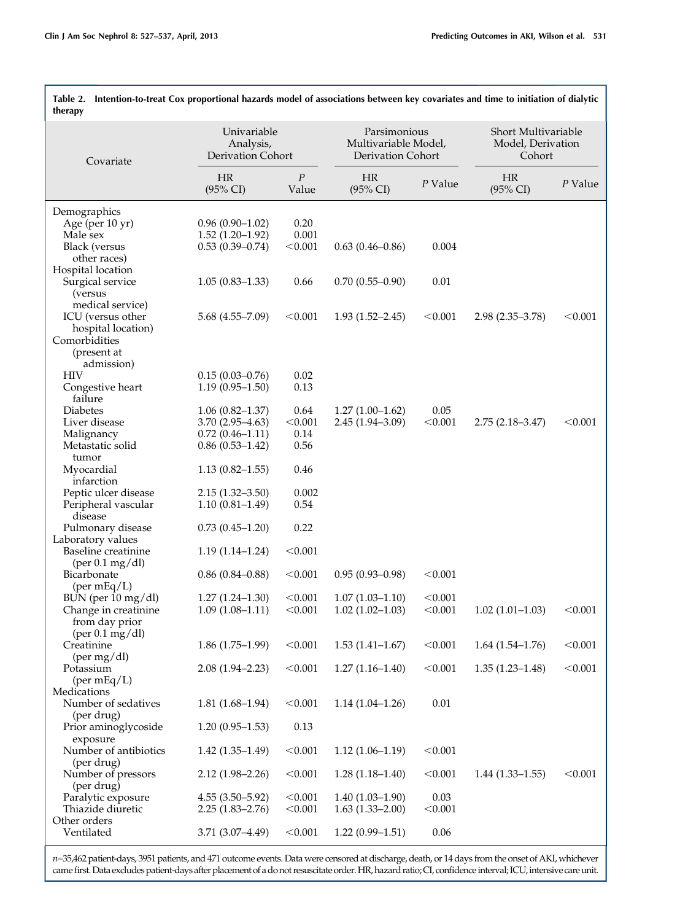**Table 2. Intention-to-treat Cox proportional hazards model of associations between key covariates and time to initiation of dialytic therapy**

| Covariate | Univariable Analysis, Derivation Cohort | | Parsimonious Multivariable Model, Derivation Cohort | | Short Multivariable Model, Derivation Cohort | |
|---|---|---|---|---|---|---|
| | HR (95% CI) | *P* Value | HR (95% CI) | *P* Value | HR (95% CI) | *P* Value |
| Demographics | | | | | | |
| Age (per 10 yr) | 0.96 (0.90–1.02) | 0.20 | | | | |
| Male sex | 1.52 (1.20–1.92) | 0.001 | | | | |
| Black (versus other races) | 0.53 (0.39–0.74) | <0.001 | 0.63 (0.46–0.86) | 0.004 | | |
| Hospital location | | | | | | |
| Surgical service (versus medical service) | 1.05 (0.83–1.33) | 0.66 | 0.70 (0.55–0.90) | 0.01 | | |
| ICU (versus other hospital location) | 5.68 (4.55–7.09) | <0.001 | 1.93 (1.52–2.45) | <0.001 | 2.98 (2.35–3.78) | <0.001 |
| Comorbidities (present at admission) | | | | | | |
| HIV | 0.15 (0.03–0.76) | 0.02 | | | | |
| Congestive heart failure | 1.19 (0.95–1.50) | 0.13 | | | | |
| Diabetes | 1.06 (0.82–1.37) | 0.64 | 1.27 (1.00–1.62) | 0.05 | | |
| Liver disease | 3.70 (2.95–4.63) | <0.001 | 2.45 (1.94–3.09) | <0.001 | 2.75 (2.18–3.47) | <0.001 |
| Malignancy | 0.72 (0.46–1.11) | 0.14 | | | | |
| Metastatic solid tumor | 0.86 (0.53–1.42) | 0.56 | | | | |
| Myocardial infarction | 1.13 (0.82–1.55) | 0.46 | | | | |
| Peptic ulcer disease | 2.15 (1.32–3.50) | 0.002 | | | | |
| Peripheral vascular disease | 1.10 (0.81–1.49) | 0.54 | | | | |
| Pulmonary disease | 0.73 (0.45–1.20) | 0.22 | | | | |
| Laboratory values | | | | | | |
| Baseline creatinine (per 0.1 mg/dl) | 1.19 (1.14–1.24) | <0.001 | | | | |
| Bicarbonate (per mEq/L) | 0.86 (0.84–0.88) | <0.001 | 0.95 (0.93–0.98) | <0.001 | | |
| BUN (per 10 mg/dl) | 1.27 (1.24–1.30) | <0.001 | 1.07 (1.03–1.10) | <0.001 | | |
| Change in creatinine from day prior (per 0.1 mg/dl) | 1.09 (1.08–1.11) | <0.001 | 1.02 (1.02–1.03) | <0.001 | 1.02 (1.01–1.03) | <0.001 |
| Creatinine (per mg/dl) | 1.86 (1.75–1.99) | <0.001 | 1.53 (1.41–1.67) | <0.001 | 1.64 (1.54–1.76) | <0.001 |
| Potassium (per mEq/L) | 2.08 (1.94–2.23) | <0.001 | 1.27 (1.16–1.40) | <0.001 | 1.35 (1.23–1.48) | <0.001 |
| Medications | | | | | | |
| Number of sedatives (per drug) | 1.81 (1.68–1.94) | <0.001 | 1.14 (1.04–1.26) | 0.01 | | |
| Prior aminoglycoside exposure | 1.20 (0.95–1.53) | 0.13 | | | | |
| Number of antibiotics (per drug) | 1.42 (1.35–1.49) | <0.001 | 1.12 (1.06–1.19) | <0.001 | | |
| Number of pressors (per drug) | 2.12 (1.98–2.26) | <0.001 | 1.28 (1.18–1.40) | <0.001 | 1.44 (1.33–1.55) | <0.001 |
| Paralytic exposure | 4.55 (3.50–5.92) | <0.001 | 1.40 (1.03–1.90) | 0.03 | | |
| Thiazide diuretic | 2.25 (1.83–2.76) | <0.001 | 1.63 (1.33–2.00) | <0.001 | | |
| Other orders | | | | | | |
| Ventilated | 3.71 (3.07–4.49) | <0.001 | 1.22 (0.99–1.51) | 0.06 | | |

*n*=35,462 patient-days, 3951 patients, and 471 outcome events. Data were censored at discharge, death, or 14 days from the onset of AKI, whichever came first. Data excludes patient-days after placement of a do not resuscitate order. HR, hazard ratio; CI, confidence interval; ICU, intensive care unit.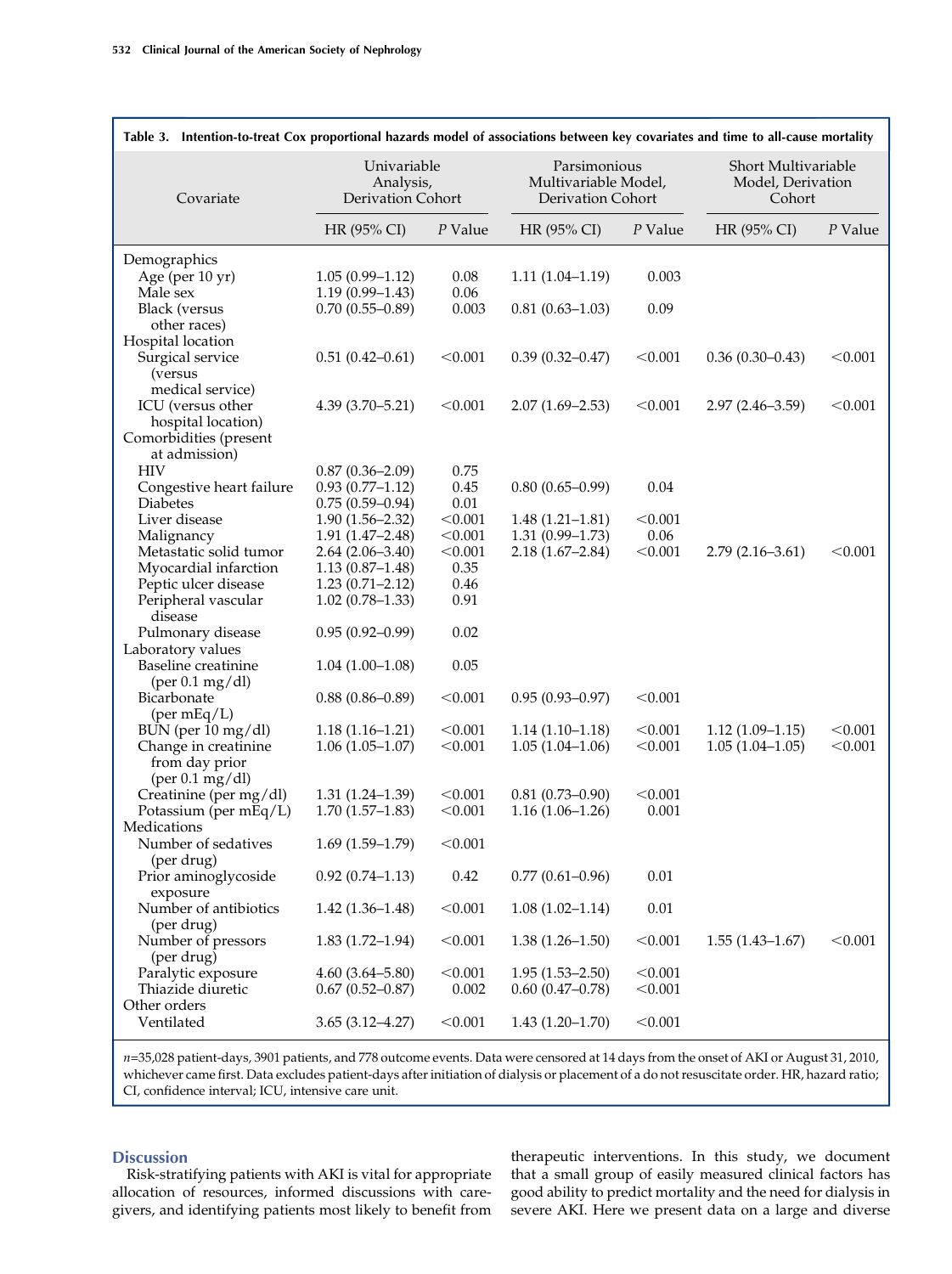**Table 3. Intention-to-treat Cox proportional hazards model of associations between key covariates and time to all-cause mortality**

| Covariate | Univariable Analysis, Derivation Cohort | | Parsimonious Multivariable Model, Derivation Cohort | | Short Multivariable Model, Derivation Cohort | |
|---|---|---|---|---|---|---|
| | HR (95% CI) | *P* Value | HR (95% CI) | *P* Value | HR (95% CI) | *P* Value |
| Demographics | | | | | | |
| Age (per 10 yr) | 1.05 (0.99–1.12) | 0.08 | 1.11 (1.04–1.19) | 0.003 | | |
| Male sex | 1.19 (0.99–1.43) | 0.06 | | | | |
| Black (versus other races) | 0.70 (0.55–0.89) | 0.003 | 0.81 (0.63–1.03) | 0.09 | | |
| Hospital location | | | | | | |
| Surgical service (versus medical service) | 0.51 (0.42–0.61) | <0.001 | 0.39 (0.32–0.47) | <0.001 | 0.36 (0.30–0.43) | <0.001 |
| ICU (versus other hospital location) | 4.39 (3.70–5.21) | <0.001 | 2.07 (1.69–2.53) | <0.001 | 2.97 (2.46–3.59) | <0.001 |
| Comorbidities (present at admission) | | | | | | |
| HIV | 0.87 (0.36–2.09) | 0.75 | | | | |
| Congestive heart failure | 0.93 (0.77–1.12) | 0.45 | 0.80 (0.65–0.99) | 0.04 | | |
| Diabetes | 0.75 (0.59–0.94) | 0.01 | | | | |
| Liver disease | 1.90 (1.56–2.32) | <0.001 | 1.48 (1.21–1.81) | <0.001 | | |
| Malignancy | 1.91 (1.47–2.48) | <0.001 | 1.31 (0.99–1.73) | 0.06 | | |
| Metastatic solid tumor | 2.64 (2.06–3.40) | <0.001 | 2.18 (1.67–2.84) | <0.001 | 2.79 (2.16–3.61) | <0.001 |
| Myocardial infarction | 1.13 (0.87–1.48) | 0.35 | | | | |
| Peptic ulcer disease | 1.23 (0.71–2.12) | 0.46 | | | | |
| Peripheral vascular disease | 1.02 (0.78–1.33) | 0.91 | | | | |
| Pulmonary disease | 0.95 (0.92–0.99) | 0.02 | | | | |
| Laboratory values | | | | | | |
| Baseline creatinine (per 0.1 mg/dl) | 1.04 (1.00–1.08) | 0.05 | | | | |
| Bicarbonate (per mEq/L) | 0.88 (0.86–0.89) | <0.001 | 0.95 (0.93–0.97) | <0.001 | | |
| BUN (per 10 mg/dl) | 1.18 (1.16–1.21) | <0.001 | 1.14 (1.10–1.18) | <0.001 | 1.12 (1.09–1.15) | <0.001 |
| Change in creatinine from day prior (per 0.1 mg/dl) | 1.06 (1.05–1.07) | <0.001 | 1.05 (1.04–1.06) | <0.001 | 1.05 (1.04–1.05) | <0.001 |
| Creatinine (per mg/dl) | 1.31 (1.24–1.39) | <0.001 | 0.81 (0.73–0.90) | <0.001 | | |
| Potassium (per mEq/L) | 1.70 (1.57–1.83) | <0.001 | 1.16 (1.06–1.26) | 0.001 | | |
| Medications | | | | | | |
| Number of sedatives (per drug) | 1.69 (1.59–1.79) | <0.001 | | | | |
| Prior aminoglycoside exposure | 0.92 (0.74–1.13) | 0.42 | 0.77 (0.61–0.96) | 0.01 | | |
| Number of antibiotics (per drug) | 1.42 (1.36–1.48) | <0.001 | 1.08 (1.02–1.14) | 0.01 | | |
| Number of pressors (per drug) | 1.83 (1.72–1.94) | <0.001 | 1.38 (1.26–1.50) | <0.001 | 1.55 (1.43–1.67) | <0.001 |
| Paralytic exposure | 4.60 (3.64–5.80) | <0.001 | 1.95 (1.53–2.50) | <0.001 | | |
| Thiazide diuretic | 0.67 (0.52–0.87) | 0.002 | 0.60 (0.47–0.78) | <0.001 | | |
| Other orders | | | | | | |
| Ventilated | 3.65 (3.12–4.27) | <0.001 | 1.43 (1.20–1.70) | <0.001 | | |

*n*=35,028 patient-days, 3901 patients, and 778 outcome events. Data were censored at 14 days from the onset of AKI or August 31, 2010, whichever came first. Data excludes patient-days after initiation of dialysis or placement of a do not resuscitate order. HR, hazard ratio; CI, confidence interval; ICU, intensive care unit.

## Discussion

Risk-stratifying patients with AKI is vital for appropriate allocation of resources, informed discussions with caregivers, and identifying patients most likely to benefit from therapeutic interventions. In this study, we document that a small group of easily measured clinical factors has good ability to predict mortality and the need for dialysis in severe AKI. Here we present data on a large and diverse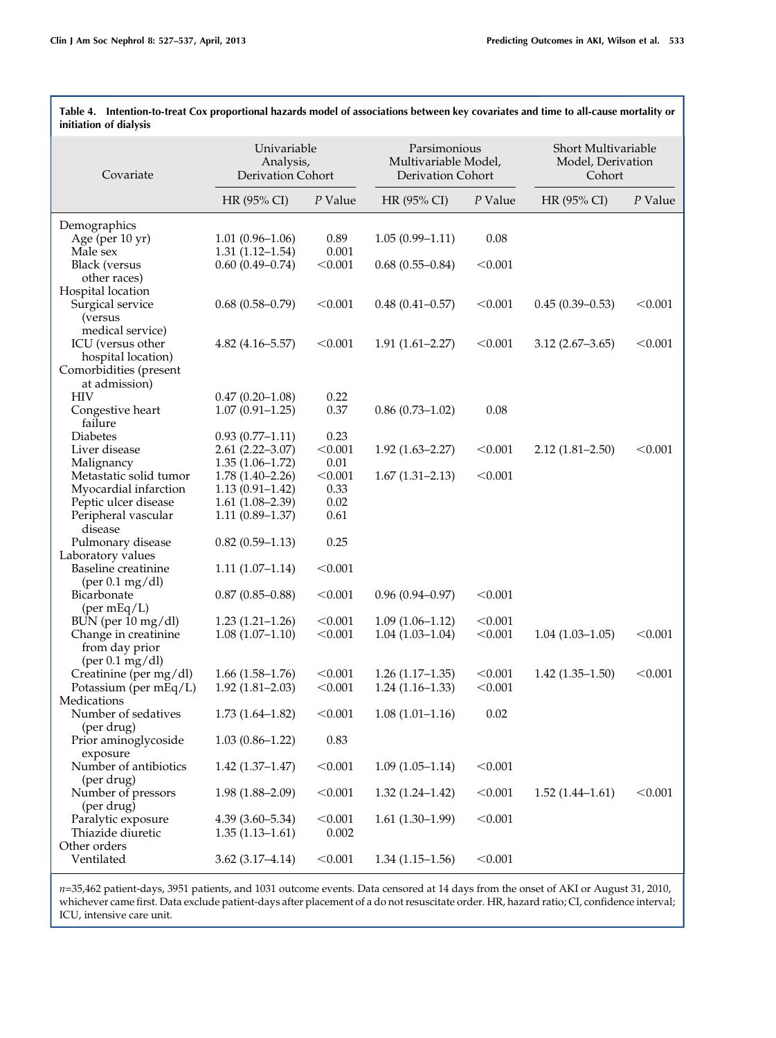**Table 4. Intention-to-treat Cox proportional hazards model of associations between key covariates and time to all-cause mortality or initiation of dialysis**

| Covariate | Univariable Analysis, Derivation Cohort | | Parsimonious Multivariable Model, Derivation Cohort | | Short Multivariable Model, Derivation Cohort | |
|---|---|---|---|---|---|---|
| | HR (95% CI) | *P* Value | HR (95% CI) | *P* Value | HR (95% CI) | *P* Value |
| Demographics | | | | | | |
| Age (per 10 yr) | 1.01 (0.96–1.06) | 0.89 | 1.05 (0.99–1.11) | 0.08 | | |
| Male sex | 1.31 (1.12–1.54) | 0.001 | | | | |
| Black (versus other races) | 0.60 (0.49–0.74) | <0.001 | 0.68 (0.55–0.84) | <0.001 | | |
| Hospital location | | | | | | |
| Surgical service (versus medical service) | 0.68 (0.58–0.79) | <0.001 | 0.48 (0.41–0.57) | <0.001 | 0.45 (0.39–0.53) | <0.001 |
| ICU (versus other hospital location) | 4.82 (4.16–5.57) | <0.001 | 1.91 (1.61–2.27) | <0.001 | 3.12 (2.67–3.65) | <0.001 |
| Comorbidities (present at admission) | | | | | | |
| HIV | 0.47 (0.20–1.08) | 0.22 | | | | |
| Congestive heart failure | 1.07 (0.91–1.25) | 0.37 | 0.86 (0.73–1.02) | 0.08 | | |
| Diabetes | 0.93 (0.77–1.11) | 0.23 | | | | |
| Liver disease | 2.61 (2.22–3.07) | <0.001 | 1.92 (1.63–2.27) | <0.001 | 2.12 (1.81–2.50) | <0.001 |
| Malignancy | 1.35 (1.06–1.72) | 0.01 | | | | |
| Metastatic solid tumor | 1.78 (1.40–2.26) | <0.001 | 1.67 (1.31–2.13) | <0.001 | | |
| Myocardial infarction | 1.13 (0.91–1.42) | 0.33 | | | | |
| Peptic ulcer disease | 1.61 (1.08–2.39) | 0.02 | | | | |
| Peripheral vascular disease | 1.11 (0.89–1.37) | 0.61 | | | | |
| Pulmonary disease | 0.82 (0.59–1.13) | 0.25 | | | | |
| Laboratory values | | | | | | |
| Baseline creatinine (per 0.1 mg/dl) | 1.11 (1.07–1.14) | <0.001 | | | | |
| Bicarbonate (per mEq/L) | 0.87 (0.85–0.88) | <0.001 | 0.96 (0.94–0.97) | <0.001 | | |
| BUN (per 10 mg/dl) | 1.23 (1.21–1.26) | <0.001 | 1.09 (1.06–1.12) | <0.001 | | |
| Change in creatinine from day prior (per 0.1 mg/dl) | 1.08 (1.07–1.10) | <0.001 | 1.04 (1.03–1.04) | <0.001 | 1.04 (1.03–1.05) | <0.001 |
| Creatinine (per mg/dl) | 1.66 (1.58–1.76) | <0.001 | 1.26 (1.17–1.35) | <0.001 | 1.42 (1.35–1.50) | <0.001 |
| Potassium (per mEq/L) | 1.92 (1.81–2.03) | <0.001 | 1.24 (1.16–1.33) | <0.001 | | |
| Medications | | | | | | |
| Number of sedatives (per drug) | 1.73 (1.64–1.82) | <0.001 | 1.08 (1.01–1.16) | 0.02 | | |
| Prior aminoglycoside exposure | 1.03 (0.86–1.22) | 0.83 | | | | |
| Number of antibiotics (per drug) | 1.42 (1.37–1.47) | <0.001 | 1.09 (1.05–1.14) | <0.001 | | |
| Number of pressors (per drug) | 1.98 (1.88–2.09) | <0.001 | 1.32 (1.24–1.42) | <0.001 | 1.52 (1.44–1.61) | <0.001 |
| Paralytic exposure | 4.39 (3.60–5.34) | <0.001 | 1.61 (1.30–1.99) | <0.001 | | |
| Thiazide diuretic | 1.35 (1.13–1.61) | 0.002 | | | | |
| Other orders | | | | | | |
| Ventilated | 3.62 (3.17–4.14) | <0.001 | 1.34 (1.15–1.56) | <0.001 | | |

*n*=35,462 patient-days, 3951 patients, and 1031 outcome events. Data censored at 14 days from the onset of AKI or August 31, 2010, whichever came first. Data exclude patient-days after placement of a do not resuscitate order. HR, hazard ratio; CI, confidence interval; ICU, intensive care unit.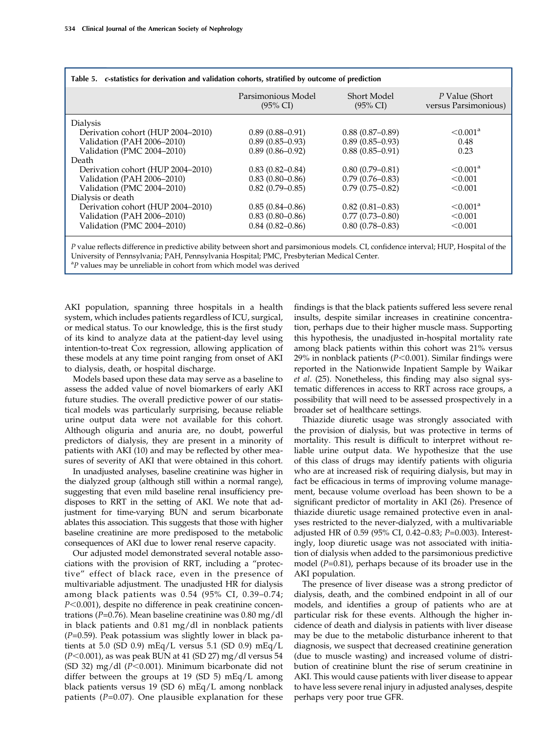**Table 5. *c*-statistics for derivation and validation cohorts, stratified by outcome of prediction**

| | Parsimonious Model (95% CI) | Short Model (95% CI) | *P* Value (Short versus Parsimonious) |
|---|---|---|---|
| Dialysis | | | |
| Derivation cohort (HUP 2004–2010) | 0.89 (0.88–0.91) | 0.88 (0.87–0.89) | <0.001[a] |
| Validation (PAH 2006–2010) | 0.89 (0.85–0.93) | 0.89 (0.85–0.93) | 0.48 |
| Validation (PMC 2004–2010) | 0.89 (0.86–0.92) | 0.88 (0.85–0.91) | 0.23 |
| Death | | | |
| Derivation cohort (HUP 2004–2010) | 0.83 (0.82–0.84) | 0.80 (0.79–0.81) | <0.001[a] |
| Validation (PAH 2006–2010) | 0.83 (0.80–0.86) | 0.79 (0.76–0.83) | <0.001 |
| Validation (PMC 2004–2010) | 0.82 (0.79–0.85) | 0.79 (0.75–0.82) | <0.001 |
| Dialysis or death | | | |
| Derivation cohort (HUP 2004–2010) | 0.85 (0.84–0.86) | 0.82 (0.81–0.83) | <0.001[a] |
| Validation (PAH 2006–2010) | 0.83 (0.80–0.86) | 0.77 (0.73–0.80) | <0.001 |
| Validation (PMC 2004–2010) | 0.84 (0.82–0.86) | 0.80 (0.78–0.83) | <0.001 |

*P* value reflects difference in predictive ability between short and parsimonious models. CI, confidence interval; HUP, Hospital of the University of Pennsylvania; PAH, Pennsylvania Hospital; PMC, Presbyterian Medical Center.
[a]*P* values may be unreliable in cohort from which model was derived

AKI population, spanning three hospitals in a health system, which includes patients regardless of ICU, surgical, or medical status. To our knowledge, this is the first study of its kind to analyze data at the patient-day level using intention-to-treat Cox regression, allowing application of these models at any time point ranging from onset of AKI to dialysis, death, or hospital discharge.

Models based upon these data may serve as a baseline to assess the added value of novel biomarkers of early AKI future studies. The overall predictive power of our statistical models was particularly surprising, because reliable urine output data were not available for this cohort. Although oliguria and anuria are, no doubt, powerful predictors of dialysis, they are present in a minority of patients with AKI (10) and may be reflected by other measures of severity of AKI that were obtained in this cohort.

In unadjusted analyses, baseline creatinine was higher in the dialyzed group (although still within a normal range), suggesting that even mild baseline renal insufficiency predisposes to RRT in the setting of AKI. We note that adjustment for time-varying BUN and serum bicarbonate ablates this association. This suggests that those with higher baseline creatinine are more predisposed to the metabolic consequences of AKI due to lower renal reserve capacity.

Our adjusted model demonstrated several notable associations with the provision of RRT, including a "protective" effect of black race, even in the presence of multivariable adjustment. The unadjusted HR for dialysis among black patients was 0.54 (95% CI, 0.39–0.74; $P<0.001$), despite no difference in peak creatinine concentrations ($P=0.76$). Mean baseline creatinine was 0.80 mg/dl in black patients and 0.81 mg/dl in nonblack patients ($P=0.59$). Peak potassium was slightly lower in black patients at 5.0 (SD 0.9) mEq/L versus 5.1 (SD 0.9) mEq/L ($P<0.001$), as was peak BUN at 41 (SD 27) mg/dl versus 54 (SD 32) mg/dl ($P<0.001$). Minimum bicarbonate did not differ between the groups at 19 (SD 5) mEq/L among black patients versus 19 (SD 6) mEq/L among nonblack patients ($P=0.07$). One plausible explanation for these findings is that the black patients suffered less severe renal insults, despite similar increases in creatinine concentration, perhaps due to their higher muscle mass. Supporting this hypothesis, the unadjusted in-hospital mortality rate among black patients within this cohort was 21% versus 29% in nonblack patients ($P<0.001$). Similar findings were reported in the Nationwide Inpatient Sample by Waikar *et al*. (25). Nonetheless, this finding may also signal systematic differences in access to RRT across race groups, a possibility that will need to be assessed prospectively in a broader set of healthcare settings.

Thiazide diuretic usage was strongly associated with the provision of dialysis, but was protective in terms of mortality. This result is difficult to interpret without reliable urine output data. We hypothesize that the use of this class of drugs may identify patients with oliguria who are at increased risk of requiring dialysis, but may in fact be efficacious in terms of improving volume management, because volume overload has been shown to be a significant predictor of mortality in AKI (26). Presence of thiazide diuretic usage remained protective even in analyses restricted to the never-dialyzed, with a multivariable adjusted HR of 0.59 (95% CI, 0.42–0.83; $P=0.003$). Interestingly, loop diuretic usage was not associated with initiation of dialysis when added to the parsimonious predictive model ($P=0.81$), perhaps because of its broader use in the AKI population.

The presence of liver disease was a strong predictor of dialysis, death, and the combined endpoint in all of our models, and identifies a group of patients who are at particular risk for these events. Although the higher incidence of death and dialysis in patients with liver disease may be due to the metabolic disturbance inherent to that diagnosis, we suspect that decreased creatinine generation (due to muscle wasting) and increased volume of distribution of creatinine blunt the rise of serum creatinine in AKI. This would cause patients with liver disease to appear to have less severe renal injury in adjusted analyses, despite perhaps very poor true GFR.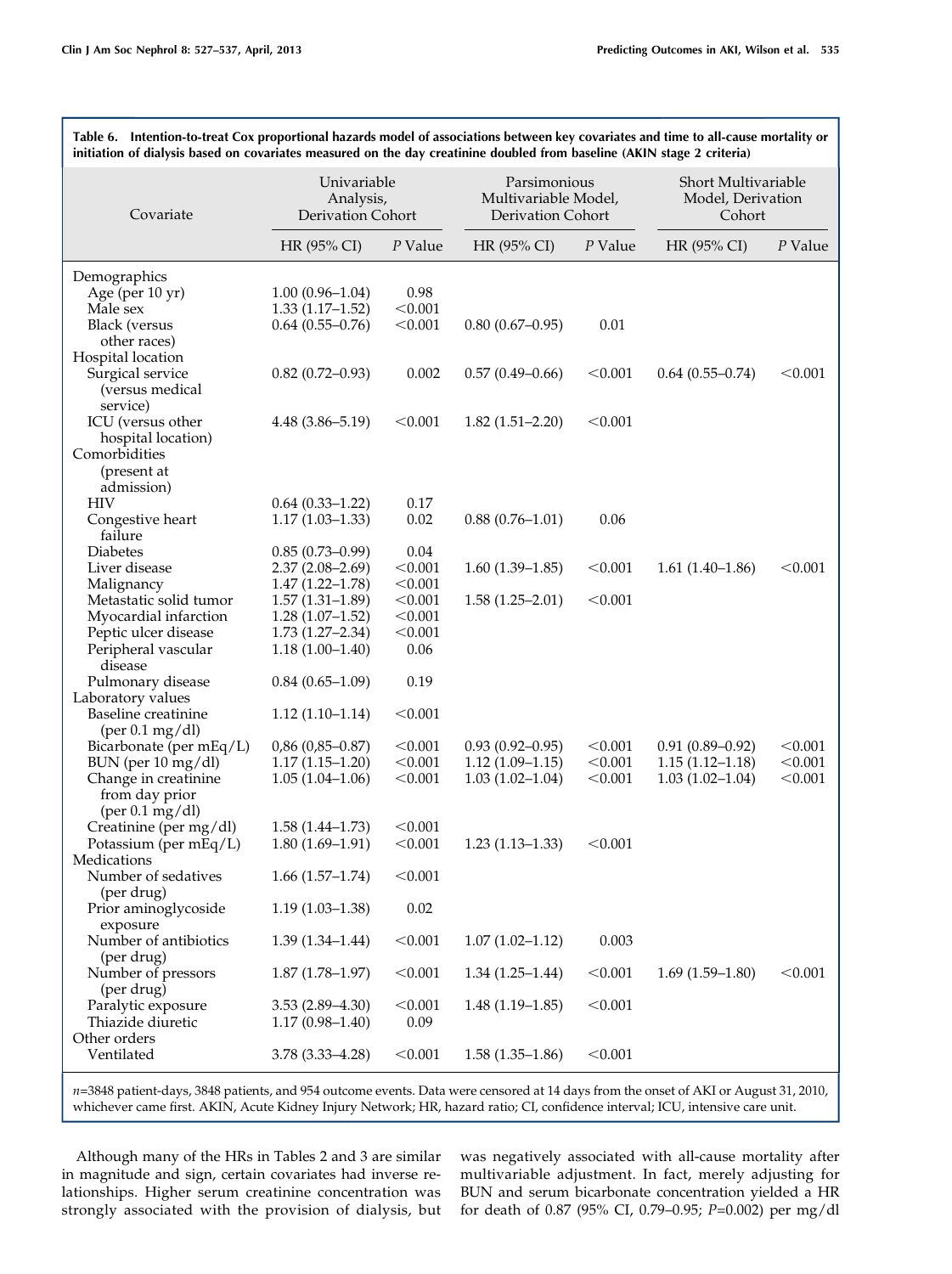**Table 6. Intention-to-treat Cox proportional hazards model of associations between key covariates and time to all-cause mortality or initiation of dialysis based on covariates measured on the day creatinine doubled from baseline (AKIN stage 2 criteria)**

| Covariate | Univariable Analysis, Derivation Cohort | | Parsimonious Multivariable Model, Derivation Cohort | | Short Multivariable Model, Derivation Cohort | |
|---|---|---|---|---|---|---|
| | HR (95% CI) | *P* Value | HR (95% CI) | *P* Value | HR (95% CI) | *P* Value |
| Demographics | | | | | | |
| Age (per 10 yr) | 1.00 (0.96–1.04) | 0.98 | | | | |
| Male sex | 1.33 (1.17–1.52) | <0.001 | | | | |
| Black (versus other races) | 0.64 (0.55–0.76) | <0.001 | 0.80 (0.67–0.95) | 0.01 | | |
| Hospital location | | | | | | |
| Surgical service (versus medical service) | 0.82 (0.72–0.93) | 0.002 | 0.57 (0.49–0.66) | <0.001 | 0.64 (0.55–0.74) | <0.001 |
| ICU (versus other hospital location) | 4.48 (3.86–5.19) | <0.001 | 1.82 (1.51–2.20) | <0.001 | | |
| Comorbidities (present at admission) | | | | | | |
| HIV | 0.64 (0.33–1.22) | 0.17 | | | | |
| Congestive heart failure | 1.17 (1.03–1.33) | 0.02 | 0.88 (0.76–1.01) | 0.06 | | |
| Diabetes | 0.85 (0.73–0.99) | 0.04 | | | | |
| Liver disease | 2.37 (2.08–2.69) | <0.001 | 1.60 (1.39–1.85) | <0.001 | 1.61 (1.40–1.86) | <0.001 |
| Malignancy | 1.47 (1.22–1.78) | <0.001 | | | | |
| Metastatic solid tumor | 1.57 (1.31–1.89) | <0.001 | 1.58 (1.25–2.01) | <0.001 | | |
| Myocardial infarction | 1.28 (1.07–1.52) | <0.001 | | | | |
| Peptic ulcer disease | 1.73 (1.27–2.34) | <0.001 | | | | |
| Peripheral vascular disease | 1.18 (1.00–1.40) | 0.06 | | | | |
| Pulmonary disease | 0.84 (0.65–1.09) | 0.19 | | | | |
| Laboratory values | | | | | | |
| Baseline creatinine (per 0.1 mg/dl) | 1.12 (1.10–1.14) | <0.001 | | | | |
| Bicarbonate (per mEq/L) | 0,86 (0,85–0.87) | <0.001 | 0.93 (0.92–0.95) | <0.001 | 0.91 (0.89–0.92) | <0.001 |
| BUN (per 10 mg/dl) | 1.17 (1.15–1.20) | <0.001 | 1.12 (1.09–1.15) | <0.001 | 1.15 (1.12–1.18) | <0.001 |
| Change in creatinine from day prior (per 0.1 mg/dl) | 1.05 (1.04–1.06) | <0.001 | 1.03 (1.02–1.04) | <0.001 | 1.03 (1.02–1.04) | <0.001 |
| Creatinine (per mg/dl) | 1.58 (1.44–1.73) | <0.001 | | | | |
| Potassium (per mEq/L) | 1.80 (1.69–1.91) | <0.001 | 1.23 (1.13–1.33) | <0.001 | | |
| Medications | | | | | | |
| Number of sedatives (per drug) | 1.66 (1.57–1.74) | <0.001 | | | | |
| Prior aminoglycoside exposure | 1.19 (1.03–1.38) | 0.02 | | | | |
| Number of antibiotics (per drug) | 1.39 (1.34–1.44) | <0.001 | 1.07 (1.02–1.12) | 0.003 | | |
| Number of pressors (per drug) | 1.87 (1.78–1.97) | <0.001 | 1.34 (1.25–1.44) | <0.001 | 1.69 (1.59–1.80) | <0.001 |
| Paralytic exposure | 3.53 (2.89–4.30) | <0.001 | 1.48 (1.19–1.85) | <0.001 | | |
| Thiazide diuretic | 1.17 (0.98–1.40) | 0.09 | | | | |
| Other orders | | | | | | |
| Ventilated | 3.78 (3.33–4.28) | <0.001 | 1.58 (1.35–1.86) | <0.001 | | |

*n*=3848 patient-days, 3848 patients, and 954 outcome events. Data were censored at 14 days from the onset of AKI or August 31, 2010, whichever came first. AKIN, Acute Kidney Injury Network; HR, hazard ratio; CI, confidence interval; ICU, intensive care unit.

Although many of the HRs in Tables 2 and 3 are similar in magnitude and sign, certain covariates had inverse relationships. Higher serum creatinine concentration was strongly associated with the provision of dialysis, but was negatively associated with all-cause mortality after multivariable adjustment. In fact, merely adjusting for BUN and serum bicarbonate concentration yielded a HR for death of 0.87 (95% CI, 0.79–0.95; *P*=0.002) per mg/dl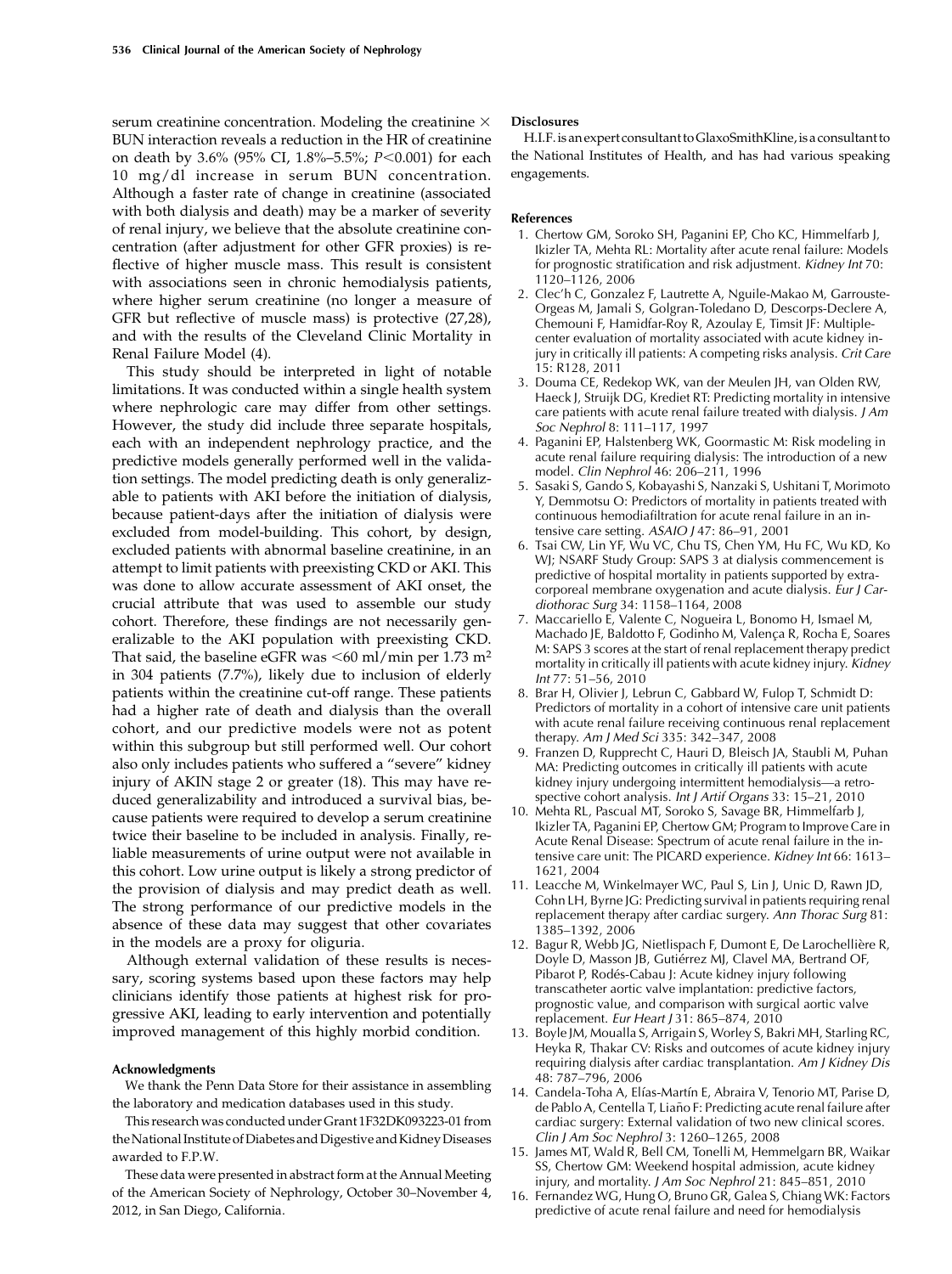serum creatinine concentration. Modeling the creatinine × BUN interaction reveals a reduction in the HR of creatinine on death by 3.6% (95% CI, 1.8%–5.5%; $P<0.001$) for each 10 mg/dl increase in serum BUN concentration. Although a faster rate of change in creatinine (associated with both dialysis and death) may be a marker of severity of renal injury, we believe that the absolute creatinine concentration (after adjustment for other GFR proxies) is reflective of higher muscle mass. This result is consistent with associations seen in chronic hemodialysis patients, where higher serum creatinine (no longer a measure of GFR but reflective of muscle mass) is protective (27,28), and with the results of the Cleveland Clinic Mortality in Renal Failure Model (4).

This study should be interpreted in light of notable limitations. It was conducted within a single health system where nephrologic care may differ from other settings. However, the study did include three separate hospitals, each with an independent nephrology practice, and the predictive models generally performed well in the validation settings. The model predicting death is only generalizable to patients with AKI before the initiation of dialysis, because patient-days after the initiation of dialysis were excluded from model-building. This cohort, by design, excluded patients with abnormal baseline creatinine, in an attempt to limit patients with preexisting CKD or AKI. This was done to allow accurate assessment of AKI onset, the crucial attribute that was used to assemble our study cohort. Therefore, these findings are not necessarily generalizable to the AKI population with preexisting CKD. That said, the baseline eGFR was <60 ml/min per 1.73 $m^2$ in 304 patients (7.7%), likely due to inclusion of elderly patients within the creatinine cut-off range. These patients had a higher rate of death and dialysis than the overall cohort, and our predictive models were not as potent within this subgroup but still performed well. Our cohort also only includes patients who suffered a "severe" kidney injury of AKIN stage 2 or greater (18). This may have reduced generalizability and introduced a survival bias, because patients were required to develop a serum creatinine twice their baseline to be included in analysis. Finally, reliable measurements of urine output were not available in this cohort. Low urine output is likely a strong predictor of the provision of dialysis and may predict death as well. The strong performance of our predictive models in the absence of these data may suggest that other covariates in the models are a proxy for oliguria.

Although external validation of these results is necessary, scoring systems based upon these factors may help clinicians identify those patients at highest risk for progressive AKI, leading to early intervention and potentially improved management of this highly morbid condition.

#### Acknowledgments

We thank the Penn Data Store for their assistance in assembling the laboratory and medication databases used in this study.

This research was conducted under Grant 1F32DK093223-01 from the National Institute of Diabetes and Digestive and Kidney Diseases awarded to F.P.W.

These data were presented in abstract form at the Annual Meeting of the American Society of Nephrology, October 30–November 4, 2012, in San Diego, California.

#### Disclosures

H.I.F. is an expert consultant to GlaxoSmithKline, is a consultant to the National Institutes of Health, and has had various speaking engagements.

#### References

1. Chertow GM, Soroko SH, Paganini EP, Cho KC, Himmelfarb J, Ikizler TA, Mehta RL: Mortality after acute renal failure: Models for prognostic stratification and risk adjustment. *Kidney Int* 70: 1120–1126, 2006
2. Clec'h C, Gonzalez F, Lautrette A, Nguile-Makao M, Garrouste-Orgeas M, Jamali S, Golgran-Toledano D, Descorps-Declere A, Chemouni F, Hamidfar-Roy R, Azoulay E, Timsit JF: Multiple-center evaluation of mortality associated with acute kidney injury in critically ill patients: A competing risks analysis. *Crit Care* 15: R128, 2011
3. Douma CE, Redekop WK, van der Meulen JH, van Olden RW, Haeck J, Struijk DG, Krediet RT: Predicting mortality in intensive care patients with acute renal failure treated with dialysis. *J Am Soc Nephrol* 8: 111–117, 1997
4. Paganini EP, Halstenberg WK, Goormastic M: Risk modeling in acute renal failure requiring dialysis: The introduction of a new model. *Clin Nephrol* 46: 206–211, 1996
5. Sasaki S, Gando S, Kobayashi S, Nanzaki S, Ushitani T, Morimoto Y, Demmotsu O: Predictors of mortality in patients treated with continuous hemodiafiltration for acute renal failure in an intensive care setting. *ASAIO J* 47: 86–91, 2001
6. Tsai CW, Lin YF, Wu VC, Chu TS, Chen YM, Hu FC, Wu KD, Ko WJ; NSARF Study Group: SAPS 3 at dialysis commencement is predictive of hospital mortality in patients supported by extracorporeal membrane oxygenation and acute dialysis. *Eur J Cardiothorac Surg* 34: 1158–1164, 2008
7. Maccariello E, Valente C, Nogueira L, Bonomo H, Ismael M, Machado JE, Baldotto F, Godinho M, Valença R, Rocha E, Soares M: SAPS 3 scores at the start of renal replacement therapy predict mortality in critically ill patients with acute kidney injury. *Kidney Int* 77: 51–56, 2010
8. Brar H, Olivier J, Lebrun C, Gabbard W, Fulop T, Schmidt D: Predictors of mortality in a cohort of intensive care unit patients with acute renal failure receiving continuous renal replacement therapy. *Am J Med Sci* 335: 342–347, 2008
9. Franzen D, Rupprecht C, Hauri D, Bleisch JA, Staubli M, Puhan MA: Predicting outcomes in critically ill patients with acute kidney injury undergoing intermittent hemodialysis—a retrospective cohort analysis. *Int J Artif Organs* 33: 15–21, 2010
10. Mehta RL, Pascual MT, Soroko S, Savage BR, Himmelfarb J, Ikizler TA, Paganini EP, Chertow GM; Program to Improve Care in Acute Renal Disease: Spectrum of acute renal failure in the intensive care unit: The PICARD experience. *Kidney Int* 66: 1613–1621, 2004
11. Leacche M, Winkelmayer WC, Paul S, Lin J, Unic D, Rawn JD, Cohn LH, Byrne JG: Predicting survival in patients requiring renal replacement therapy after cardiac surgery. *Ann Thorac Surg* 81: 1385–1392, 2006
12. Bagur R, Webb JG, Nietlispach F, Dumont E, De Larochellière R, Doyle D, Masson JB, Gutiérrez MJ, Clavel MA, Bertrand OF, Pibarot P, Rodés-Cabau J: Acute kidney injury following transcatheter aortic valve implantation: predictive factors, prognostic value, and comparison with surgical aortic valve replacement. *Eur Heart J* 31: 865–874, 2010
13. Boyle JM, Moualla S, Arrigain S, Worley S, Bakri MH, Starling RC, Heyka R, Thakar CV: Risks and outcomes of acute kidney injury requiring dialysis after cardiac transplantation. *Am J Kidney Dis* 48: 787–796, 2006
14. Candela-Toha A, Elías-Martín E, Abraira V, Tenorio MT, Parise D, de Pablo A, Centella T, Liaño F: Predicting acute renal failure after cardiac surgery: External validation of two new clinical scores. *Clin J Am Soc Nephrol* 3: 1260–1265, 2008
15. James MT, Wald R, Bell CM, Tonelli M, Hemmelgarn BR, Waikar SS, Chertow GM: Weekend hospital admission, acute kidney injury, and mortality. *J Am Soc Nephrol* 21: 845–851, 2010
16. Fernandez WG, Hung O, Bruno GR, Galea S, Chiang WK: Factors predictive of acute renal failure and need for hemodialysis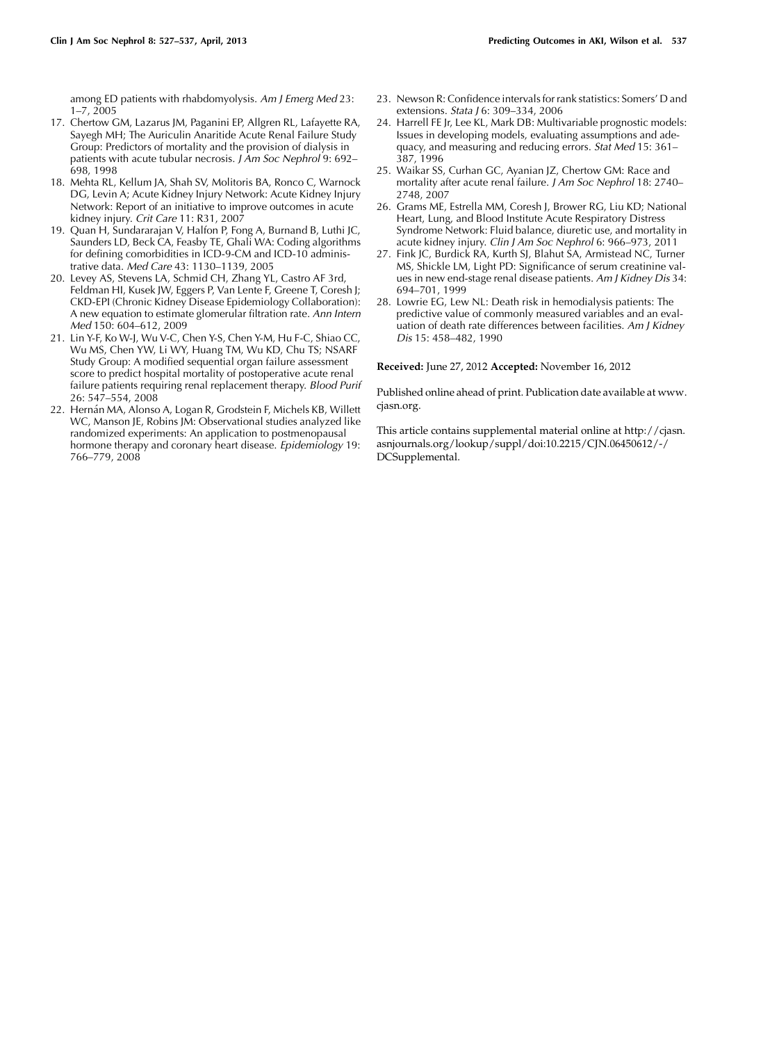among ED patients with rhabdomyolysis. *Am J Emerg Med* 23: 1–7, 2005

17. Chertow GM, Lazarus JM, Paganini EP, Allgren RL, Lafayette RA, Sayegh MH; The Auriculin Anaritide Acute Renal Failure Study Group: Predictors of mortality and the provision of dialysis in patients with acute tubular necrosis. *J Am Soc Nephrol* 9: 692–698, 1998
18. Mehta RL, Kellum JA, Shah SV, Molitoris BA, Ronco C, Warnock DG, Levin A; Acute Kidney Injury Network: Acute Kidney Injury Network: Report of an initiative to improve outcomes in acute kidney injury. *Crit Care* 11: R31, 2007
19. Quan H, Sundararajan V, Halfon P, Fong A, Burnand B, Luthi JC, Saunders LD, Beck CA, Feasby TE, Ghali WA: Coding algorithms for defining comorbidities in ICD-9-CM and ICD-10 administrative data. *Med Care* 43: 1130–1139, 2005
20. Levey AS, Stevens LA, Schmid CH, Zhang YL, Castro AF 3rd, Feldman HI, Kusek JW, Eggers P, Van Lente F, Greene T, Coresh J; CKD-EPI (Chronic Kidney Disease Epidemiology Collaboration): A new equation to estimate glomerular filtration rate. *Ann Intern Med* 150: 604–612, 2009
21. Lin Y-F, Ko W-J, Wu V-C, Chen Y-S, Chen Y-M, Hu F-C, Shiao CC, Wu MS, Chen YW, Li WY, Huang TM, Wu KD, Chu TS; NSARF Study Group: A modified sequential organ failure assessment score to predict hospital mortality of postoperative acute renal failure patients requiring renal replacement therapy. *Blood Purif* 26: 547–554, 2008
22. Hernán MA, Alonso A, Logan R, Grodstein F, Michels KB, Willett WC, Manson JE, Robins JM: Observational studies analyzed like randomized experiments: An application to postmenopausal hormone therapy and coronary heart disease. *Epidemiology* 19: 766–779, 2008
23. Newson R: Confidence intervals for rank statistics: Somers' D and extensions. *Stata J* 6: 309–334, 2006
24. Harrell FE Jr, Lee KL, Mark DB: Multivariable prognostic models: Issues in developing models, evaluating assumptions and adequacy, and measuring and reducing errors. *Stat Med* 15: 361–387, 1996
25. Waikar SS, Curhan GC, Ayanian JZ, Chertow GM: Race and mortality after acute renal failure. *J Am Soc Nephrol* 18: 2740–2748, 2007
26. Grams ME, Estrella MM, Coresh J, Brower RG, Liu KD; National Heart, Lung, and Blood Institute Acute Respiratory Distress Syndrome Network: Fluid balance, diuretic use, and mortality in acute kidney injury. *Clin J Am Soc Nephrol* 6: 966–973, 2011
27. Fink JC, Burdick RA, Kurth SJ, Blahut SA, Armistead NC, Turner MS, Shickle LM, Light PD: Significance of serum creatinine values in new end-stage renal disease patients. *Am J Kidney Dis* 34: 694–701, 1999
28. Lowrie EG, Lew NL: Death risk in hemodialysis patients: The predictive value of commonly measured variables and an evaluation of death rate differences between facilities. *Am J Kidney Dis* 15: 458–482, 1990

**Received:** June 27, 2012 **Accepted:** November 16, 2012

Published online ahead of print. Publication date available at www.cjasn.org.

This article contains supplemental material online at http://cjasn.asnjournals.org/lookup/suppl/doi:10.2215/CJN.06450612/-/DCSupplemental.